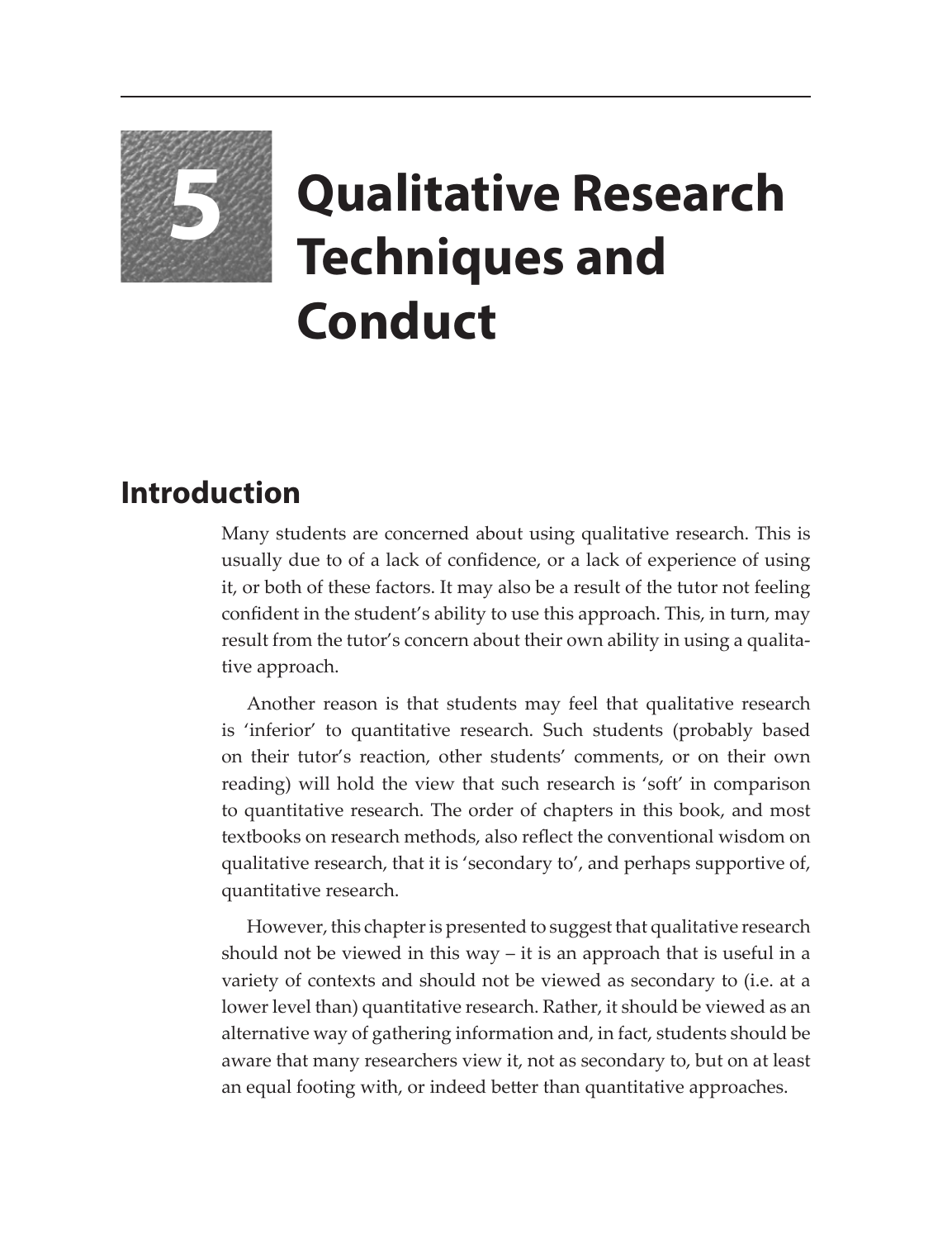# 5 Qualitative Research Techniques and Conduct

## Introduction

Many students are concerned about using qualitative research. This is usually due to of a lack of confidence, or a lack of experience of using it, or both of these factors. It may also be a result of the tutor not feeling confident in the student's ability to use this approach. This, in turn, may result from the tutor's concern about their own ability in using a qualitative approach.

Another reason is that students may feel that qualitative research is 'inferior' to quantitative research. Such students (probably based on their tutor's reaction, other students' comments, or on their own reading) will hold the view that such research is 'soft' in comparison to quantitative research. The order of chapters in this book, and most textbooks on research methods, also reflect the conventional wisdom on qualitative research, that it is 'secondary to', and perhaps supportive of, quantitative research.

However, this chapter is presented to suggest that qualitative research should not be viewed in this way – it is an approach that is useful in a variety of contexts and should not be viewed as secondary to (i.e. at a lower level than) quantitative research. Rather, it should be viewed as an alternative way of gathering information and, in fact, students should be aware that many researchers view it, not as secondary to, but on at least an equal footing with, or indeed better than quantitative approaches.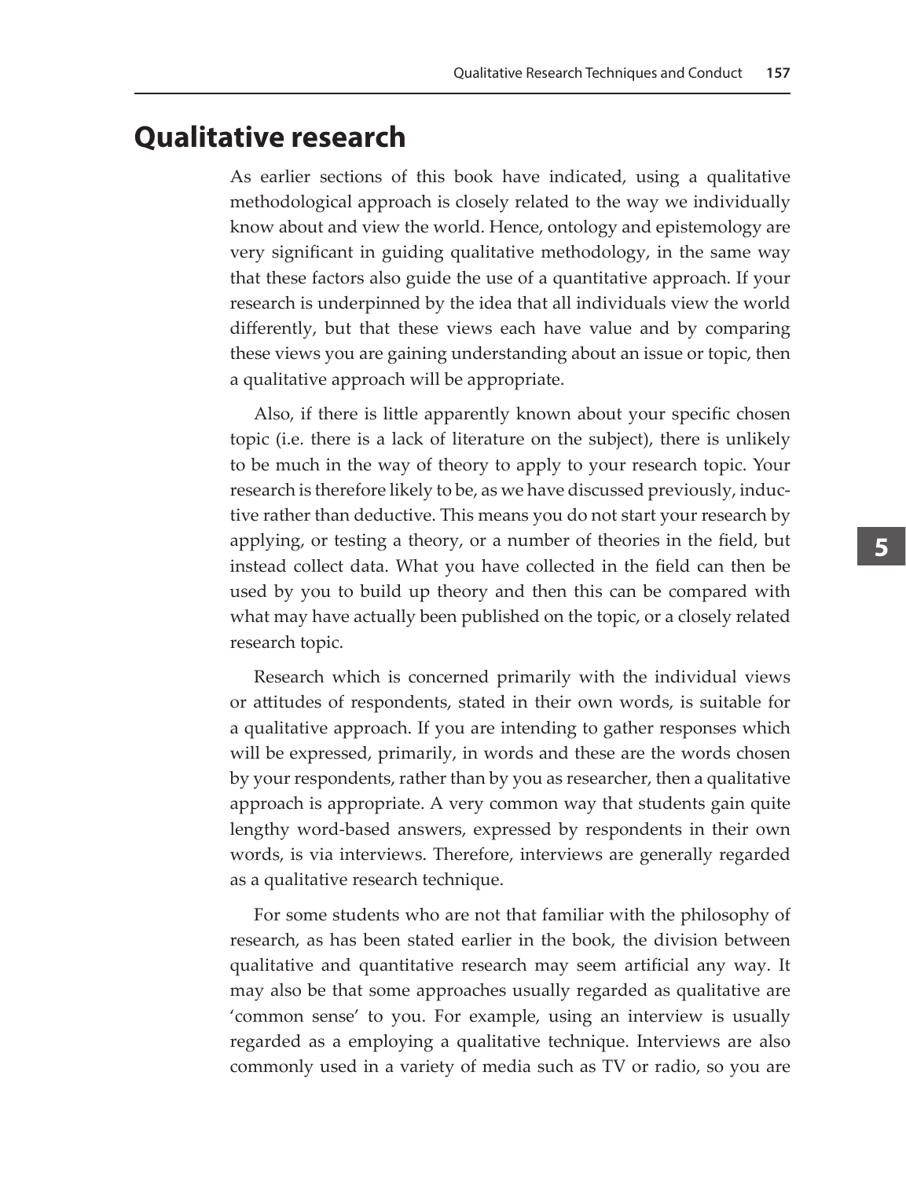# Qualitative research

As earlier sections of this book have indicated, using a qualitative methodological approach is closely related to the way we individually know about and view the world. Hence, ontology and epistemology are very significant in guiding qualitative methodology, in the same way that these factors also guide the use of a quantitative approach. If your research is underpinned by the idea that all individuals view the world differently, but that these views each have value and by comparing these views you are gaining understanding about an issue or topic, then a qualitative approach will be appropriate.

Also, if there is little apparently known about your specific chosen topic (i.e. there is a lack of literature on the subject), there is unlikely to be much in the way of theory to apply to your research topic. Your research is therefore likely to be, as we have discussed previously, inductive rather than deductive. This means you do not start your research by applying, or testing a theory, or a number of theories in the field, but instead collect data. What you have collected in the field can then be used by you to build up theory and then this can be compared with what may have actually been published on the topic, or a closely related research topic.

Research which is concerned primarily with the individual views or attitudes of respondents, stated in their own words, is suitable for a qualitative approach. If you are intending to gather responses which will be expressed, primarily, in words and these are the words chosen by your respondents, rather than by you as researcher, then a qualitative approach is appropriate. A very common way that students gain quite lengthy word-based answers, expressed by respondents in their own words, is via interviews. Therefore, interviews are generally regarded as a qualitative research technique.

For some students who are not that familiar with the philosophy of research, as has been stated earlier in the book, the division between qualitative and quantitative research may seem artificial any way. It may also be that some approaches usually regarded as qualitative are 'common sense' to you. For example, using an interview is usually regarded as a employing a qualitative technique. Interviews are also commonly used in a variety of media such as TV or radio, so you are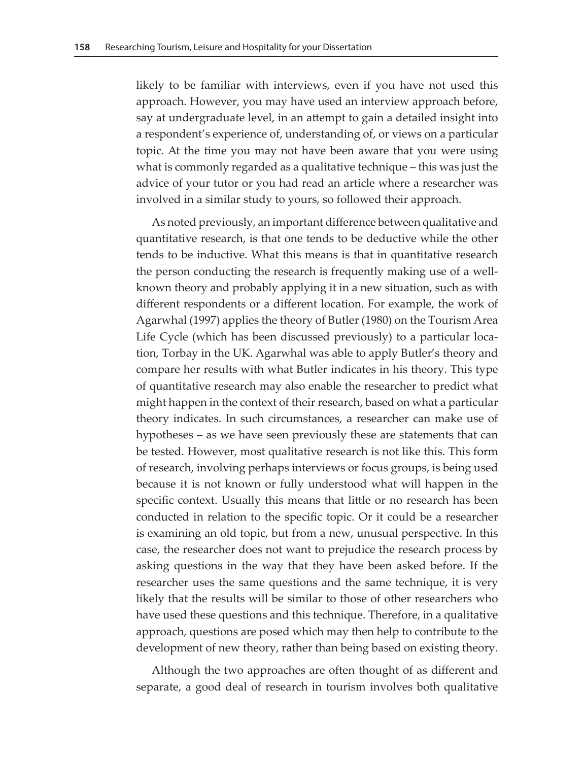likely to be familiar with interviews, even if you have not used this approach. However, you may have used an interview approach before, say at undergraduate level, in an attempt to gain a detailed insight into a respondent's experience of, understanding of, or views on a particular topic. At the time you may not have been aware that you were using what is commonly regarded as a qualitative technique – this was just the advice of your tutor or you had read an article where a researcher was involved in a similar study to yours, so followed their approach.

As noted previously, an important difference between qualitative and quantitative research, is that one tends to be deductive while the other tends to be inductive. What this means is that in quantitative research the person conducting the research is frequently making use of a well-known theory and probably applying it in a new situation, such as with different respondents or a different location. For example, the work of Agarwhal (1997) applies the theory of Butler (1980) on the Tourism Area Life Cycle (which has been discussed previously) to a particular location, Torbay in the UK. Agarwhal was able to apply Butler's theory and compare her results with what Butler indicates in his theory. This type of quantitative research may also enable the researcher to predict what might happen in the context of their research, based on what a particular theory indicates. In such circumstances, a researcher can make use of hypotheses – as we have seen previously these are statements that can be tested. However, most qualitative research is not like this. This form of research, involving perhaps interviews or focus groups, is being used because it is not known or fully understood what will happen in the specific context. Usually this means that little or no research has been conducted in relation to the specific topic. Or it could be a researcher is examining an old topic, but from a new, unusual perspective. In this case, the researcher does not want to prejudice the research process by asking questions in the way that they have been asked before. If the researcher uses the same questions and the same technique, it is very likely that the results will be similar to those of other researchers who have used these questions and this technique. Therefore, in a qualitative approach, questions are posed which may then help to contribute to the development of new theory, rather than being based on existing theory.

Although the two approaches are often thought of as different and separate, a good deal of research in tourism involves both qualitative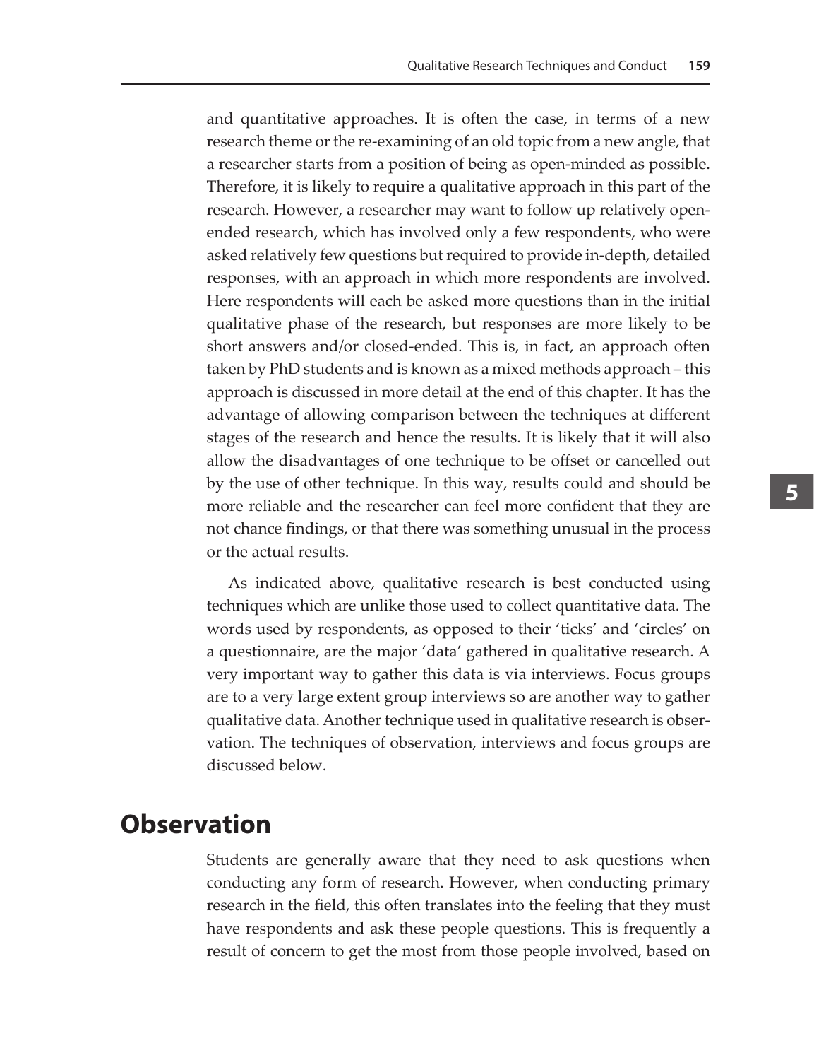and quantitative approaches. It is often the case, in terms of a new research theme or the re-examining of an old topic from a new angle, that a researcher starts from a position of being as open-minded as possible. Therefore, it is likely to require a qualitative approach in this part of the research. However, a researcher may want to follow up relatively open-ended research, which has involved only a few respondents, who were asked relatively few questions but required to provide in-depth, detailed responses, with an approach in which more respondents are involved. Here respondents will each be asked more questions than in the initial qualitative phase of the research, but responses are more likely to be short answers and/or closed-ended. This is, in fact, an approach often taken by PhD students and is known as a mixed methods approach – this approach is discussed in more detail at the end of this chapter. It has the advantage of allowing comparison between the techniques at different stages of the research and hence the results. It is likely that it will also allow the disadvantages of one technique to be offset or cancelled out by the use of other technique. In this way, results could and should be more reliable and the researcher can feel more confident that they are not chance findings, or that there was something unusual in the process or the actual results.

As indicated above, qualitative research is best conducted using techniques which are unlike those used to collect quantitative data. The words used by respondents, as opposed to their 'ticks' and 'circles' on a questionnaire, are the major 'data' gathered in qualitative research. A very important way to gather this data is via interviews. Focus groups are to a very large extent group interviews so are another way to gather qualitative data. Another technique used in qualitative research is observation. The techniques of observation, interviews and focus groups are discussed below.

## Observation

Students are generally aware that they need to ask questions when conducting any form of research. However, when conducting primary research in the field, this often translates into the feeling that they must have respondents and ask these people questions. This is frequently a result of concern to get the most from those people involved, based on